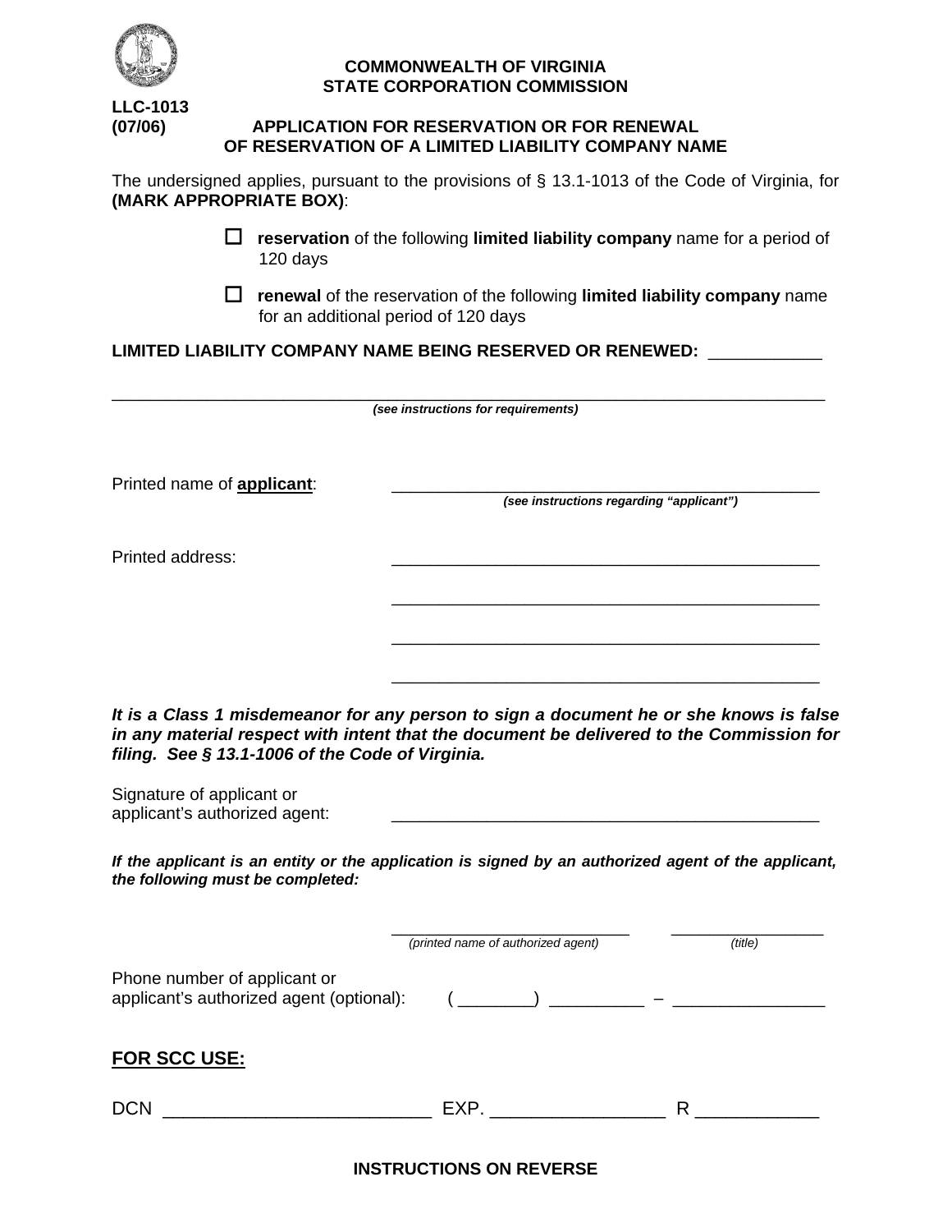**COMMONWEALTH OF VIRGINIA**
**STATE CORPORATION COMMISSION**

**LLC-1013**
**(07/06)**

# APPLICATION FOR RESERVATION OR FOR RENEWAL OF RESERVATION OF A LIMITED LIABILITY COMPANY NAME

The undersigned applies, pursuant to the provisions of § 13.1-1013 of the Code of Virginia, for **(MARK APPROPRIATE BOX)**:

☐ **reservation** of the following **limited liability company** name for a period of 120 days

☐ **renewal** of the reservation of the following **limited liability company** name for an additional period of 120 days

**LIMITED LIABILITY COMPANY NAME BEING RESERVED OR RENEWED:** ____________

________________________________________________________________________________
***(see instructions for requirements)***

Printed name of **applicant**: ______________________________________________
***(see instructions regarding "applicant")***

Printed address: ______________________________________________

______________________________________________

______________________________________________

______________________________________________

***It is a Class 1 misdemeanor for any person to sign a document he or she knows is false in any material respect with intent that the document be delivered to the Commission for filing. See § 13.1-1006 of the Code of Virginia.***

Signature of applicant or applicant's authorized agent: ______________________________________________

***If the applicant is an entity or the application is signed by an authorized agent of the applicant, the following must be completed:***

__________________________ __________________
*(printed name of authorized agent)* *(title)*

Phone number of applicant or applicant's authorized agent (optional): ( ________ ) __________ – ________________

## FOR SCC USE:

DCN __________________________ EXP. _________________ R ____________

**INSTRUCTIONS ON REVERSE**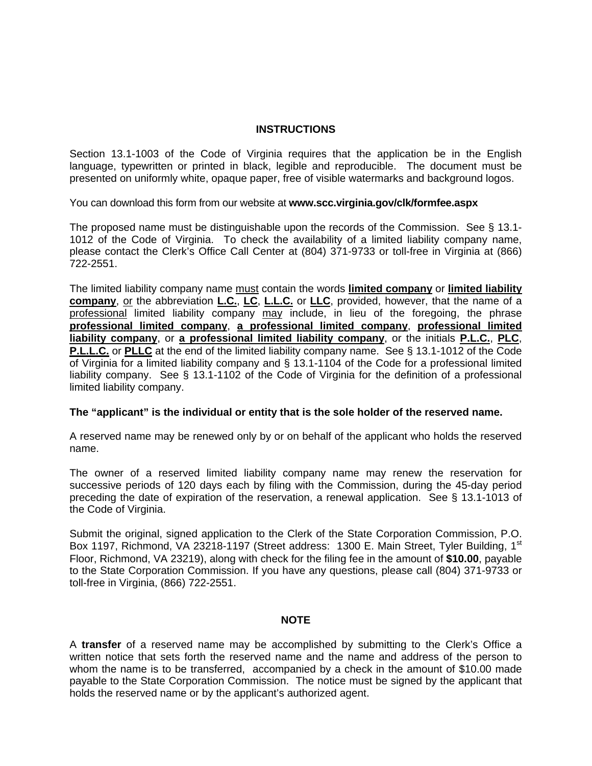## INSTRUCTIONS

Section 13.1-1003 of the Code of Virginia requires that the application be in the English language, typewritten or printed in black, legible and reproducible. The document must be presented on uniformly white, opaque paper, free of visible watermarks and background logos.

You can download this form from our website at **www.scc.virginia.gov/clk/formfee.aspx**

The proposed name must be distinguishable upon the records of the Commission. See § 13.1-1012 of the Code of Virginia. To check the availability of a limited liability company name, please contact the Clerk's Office Call Center at (804) 371-9733 or toll-free in Virginia at (866) 722-2551.

The limited liability company name must contain the words **limited company** or **limited liability company**, or the abbreviation **L.C.**, **LC**, **L.L.C.** or **LLC**, provided, however, that the name of a professional limited liability company may include, in lieu of the foregoing, the phrase **professional limited company**, **a professional limited company**, **professional limited liability company**, or **a professional limited liability company**, or the initials **P.L.C.**, **PLC**, **P.L.L.C.** or **PLLC** at the end of the limited liability company name. See § 13.1-1012 of the Code of Virginia for a limited liability company and § 13.1-1104 of the Code for a professional limited liability company. See § 13.1-1102 of the Code of Virginia for the definition of a professional limited liability company.

**The "applicant" is the individual or entity that is the sole holder of the reserved name.**

A reserved name may be renewed only by or on behalf of the applicant who holds the reserved name.

The owner of a reserved limited liability company name may renew the reservation for successive periods of 120 days each by filing with the Commission, during the 45-day period preceding the date of expiration of the reservation, a renewal application. See § 13.1-1013 of the Code of Virginia.

Submit the original, signed application to the Clerk of the State Corporation Commission, P.O. Box 1197, Richmond, VA 23218-1197 (Street address: 1300 E. Main Street, Tyler Building, 1st Floor, Richmond, VA 23219), along with check for the filing fee in the amount of **$10.00**, payable to the State Corporation Commission. If you have any questions, please call (804) 371-9733 or toll-free in Virginia, (866) 722-2551.

## NOTE

A **transfer** of a reserved name may be accomplished by submitting to the Clerk's Office a written notice that sets forth the reserved name and the name and address of the person to whom the name is to be transferred, accompanied by a check in the amount of $10.00 made payable to the State Corporation Commission. The notice must be signed by the applicant that holds the reserved name or by the applicant's authorized agent.